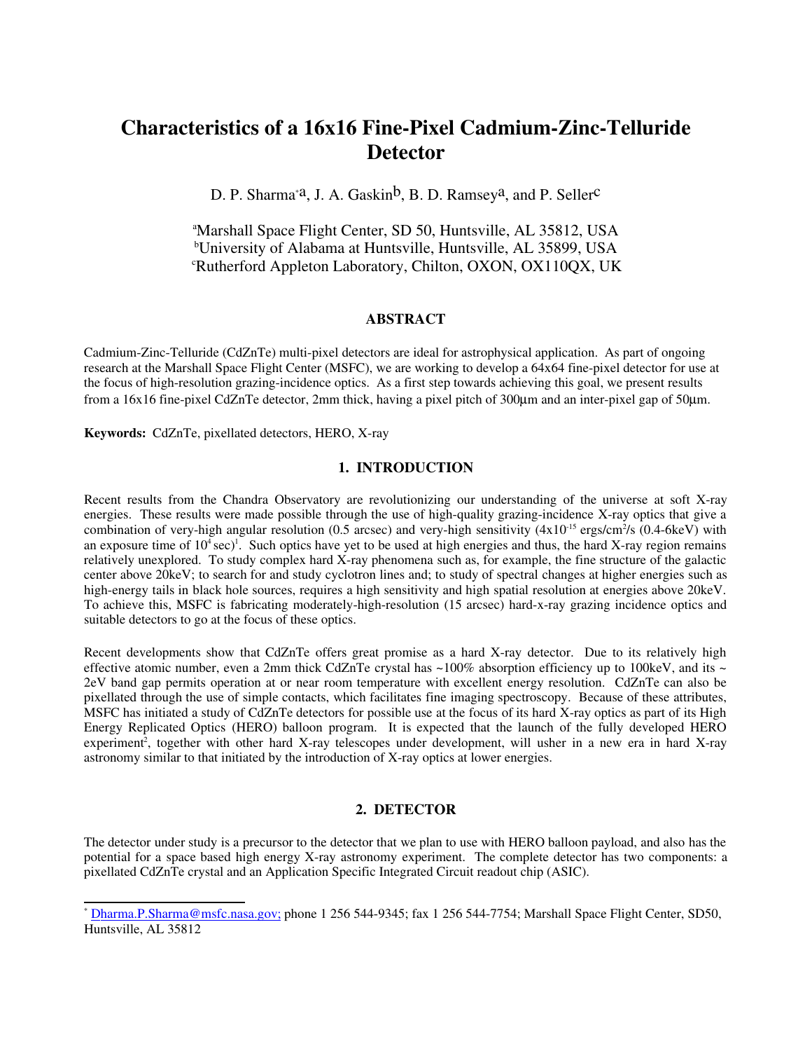# Characteristics of a 16x16 Fine-Pixel Cadmium-Zinc-Telluride Detector

D. P. Sharma[*a], J. A. Gaskin[b], B. D. Ramsey[a], and P. Seller[c]

[a]Marshall Space Flight Center, SD 50, Huntsville, AL 35812, USA
[b]University of Alabama at Huntsville, Huntsville, AL 35899, USA
[c]Rutherford Appleton Laboratory, Chilton, OXON, OX110QX, UK

## ABSTRACT

Cadmium-Zinc-Telluride (CdZnTe) multi-pixel detectors are ideal for astrophysical application. As part of ongoing research at the Marshall Space Flight Center (MSFC), we are working to develop a 64x64 fine-pixel detector for use at the focus of high-resolution grazing-incidence optics. As a first step towards achieving this goal, we present results from a 16x16 fine-pixel CdZnTe detector, 2mm thick, having a pixel pitch of 300μm and an inter-pixel gap of 50μm.

**Keywords:** CdZnTe, pixellated detectors, HERO, X-ray

## 1. INTRODUCTION

Recent results from the Chandra Observatory are revolutionizing our understanding of the universe at soft X-ray energies. These results were made possible through the use of high-quality grazing-incidence X-ray optics that give a combination of very-high angular resolution (0.5 arcsec) and very-high sensitivity ($4 \times 10^{-15}$ ergs/cm$^2$/s (0.4-6keV) with an exposure time of $10^4$ sec)[1]. Such optics have yet to be used at high energies and thus, the hard X-ray region remains relatively unexplored. To study complex hard X-ray phenomena such as, for example, the fine structure of the galactic center above 20keV; to search for and study cyclotron lines and; to study of spectral changes at higher energies such as high-energy tails in black hole sources, requires a high sensitivity and high spatial resolution at energies above 20keV. To achieve this, MSFC is fabricating moderately-high-resolution (15 arcsec) hard-x-ray grazing incidence optics and suitable detectors to go at the focus of these optics.

Recent developments show that CdZnTe offers great promise as a hard X-ray detector. Due to its relatively high effective atomic number, even a 2mm thick CdZnTe crystal has ~100% absorption efficiency up to 100keV, and its ~ 2eV band gap permits operation at or near room temperature with excellent energy resolution. CdZnTe can also be pixellated through the use of simple contacts, which facilitates fine imaging spectroscopy. Because of these attributes, MSFC has initiated a study of CdZnTe detectors for possible use at the focus of its hard X-ray optics as part of its High Energy Replicated Optics (HERO) balloon program. It is expected that the launch of the fully developed HERO experiment[2], together with other hard X-ray telescopes under development, will usher in a new era in hard X-ray astronomy similar to that initiated by the introduction of X-ray optics at lower energies.

## 2. DETECTOR

The detector under study is a precursor to the detector that we plan to use with HERO balloon payload, and also has the potential for a space based high energy X-ray astronomy experiment. The complete detector has two components: a pixellated CdZnTe crystal and an Application Specific Integrated Circuit readout chip (ASIC).

---

[*] Dharma.P.Sharma@msfc.nasa.gov; phone 1 256 544-9345; fax 1 256 544-7754; Marshall Space Flight Center, SD50, Huntsville, AL 35812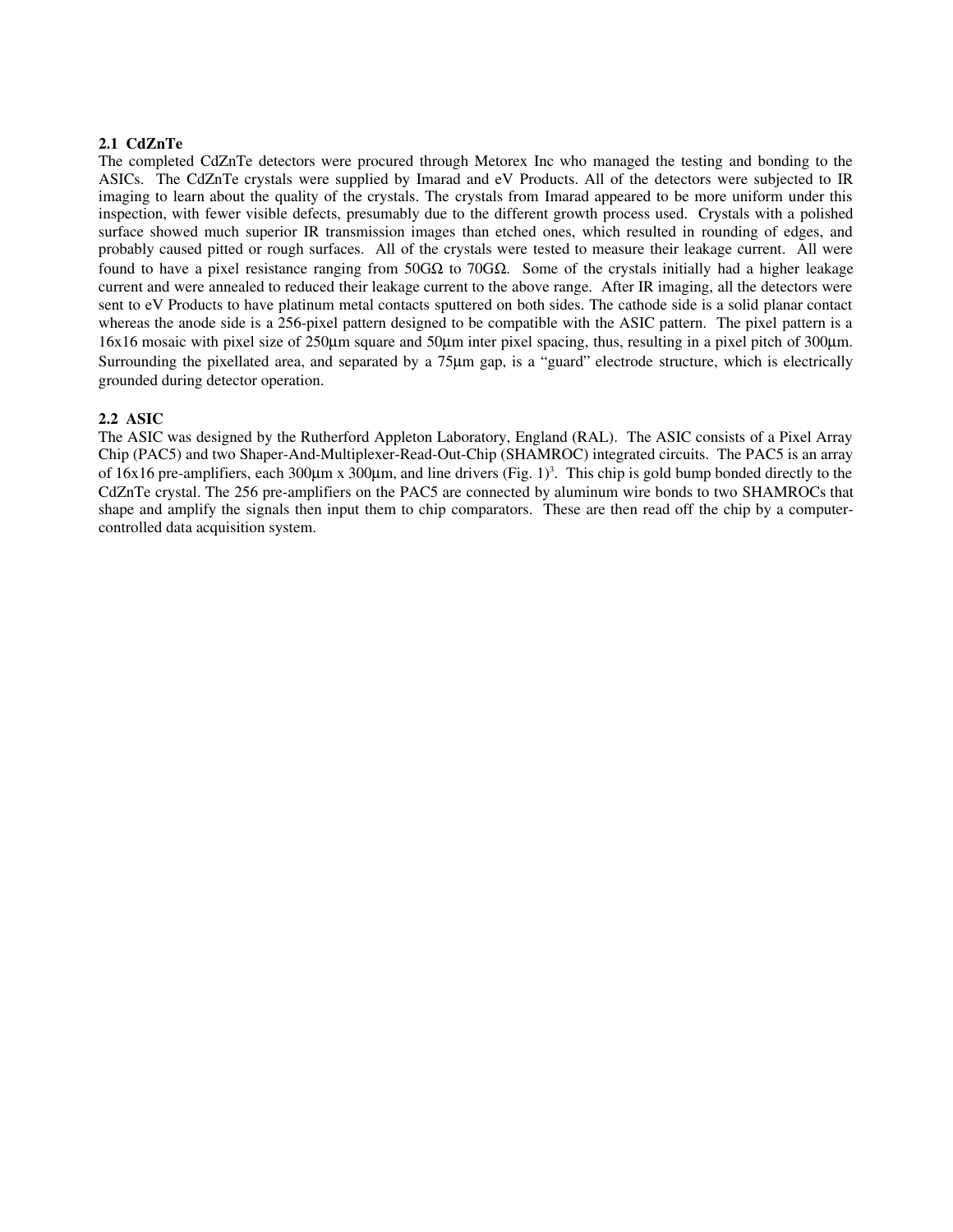### 2.1 CdZnTe

The completed CdZnTe detectors were procured through Metorex Inc who managed the testing and bonding to the ASICs. The CdZnTe crystals were supplied by Imarad and eV Products. All of the detectors were subjected to IR imaging to learn about the quality of the crystals. The crystals from Imarad appeared to be more uniform under this inspection, with fewer visible defects, presumably due to the different growth process used. Crystals with a polished surface showed much superior IR transmission images than etched ones, which resulted in rounding of edges, and probably caused pitted or rough surfaces. All of the crystals were tested to measure their leakage current. All were found to have a pixel resistance ranging from 50GΩ to 70GΩ. Some of the crystals initially had a higher leakage current and were annealed to reduced their leakage current to the above range. After IR imaging, all the detectors were sent to eV Products to have platinum metal contacts sputtered on both sides. The cathode side is a solid planar contact whereas the anode side is a 256-pixel pattern designed to be compatible with the ASIC pattern. The pixel pattern is a 16x16 mosaic with pixel size of 250µm square and 50µm inter pixel spacing, thus, resulting in a pixel pitch of 300µm. Surrounding the pixellated area, and separated by a 75µm gap, is a "guard" electrode structure, which is electrically grounded during detector operation.

### 2.2 ASIC

The ASIC was designed by the Rutherford Appleton Laboratory, England (RAL). The ASIC consists of a Pixel Array Chip (PAC5) and two Shaper-And-Multiplexer-Read-Out-Chip (SHAMROC) integrated circuits. The PAC5 is an array of 16x16 pre-amplifiers, each 300µm x 300µm, and line drivers (Fig. 1)[3]. This chip is gold bump bonded directly to the CdZnTe crystal. The 256 pre-amplifiers on the PAC5 are connected by aluminum wire bonds to two SHAMROCs that shape and amplify the signals then input them to chip comparators. These are then read off the chip by a computer-controlled data acquisition system.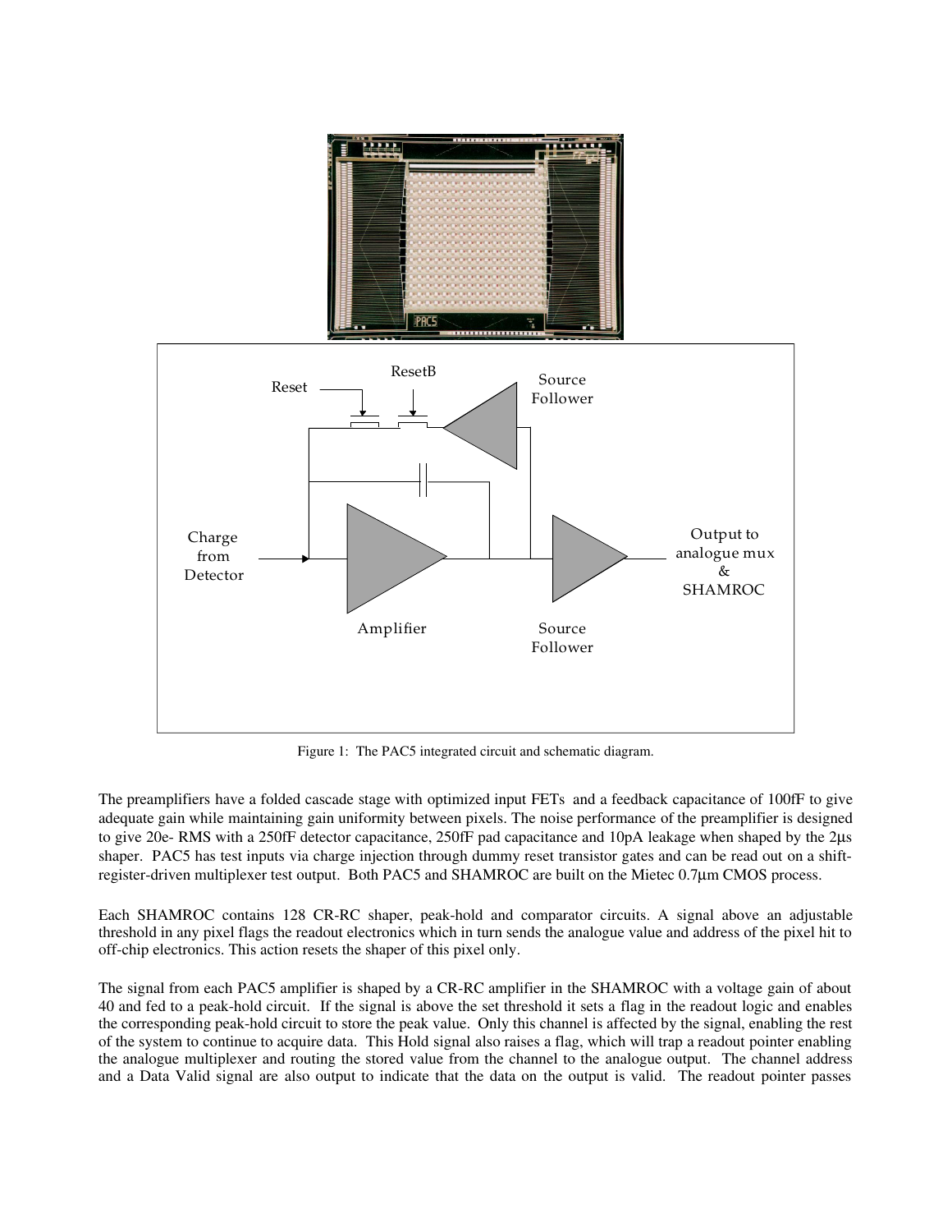Figure 1: The PAC5 integrated circuit and schematic diagram.

The preamplifiers have a folded cascade stage with optimized input FETs and a feedback capacitance of 100fF to give adequate gain while maintaining gain uniformity between pixels. The noise performance of the preamplifier is designed to give 20e- RMS with a 250fF detector capacitance, 250fF pad capacitance and 10pA leakage when shaped by the 2μs shaper. PAC5 has test inputs via charge injection through dummy reset transistor gates and can be read out on a shift-register-driven multiplexer test output. Both PAC5 and SHAMROC are built on the Mietec 0.7μm CMOS process.

Each SHAMROC contains 128 CR-RC shaper, peak-hold and comparator circuits. A signal above an adjustable threshold in any pixel flags the readout electronics which in turn sends the analogue value and address of the pixel hit to off-chip electronics. This action resets the shaper of this pixel only.

The signal from each PAC5 amplifier is shaped by a CR-RC amplifier in the SHAMROC with a voltage gain of about 40 and fed to a peak-hold circuit. If the signal is above the set threshold it sets a flag in the readout logic and enables the corresponding peak-hold circuit to store the peak value. Only this channel is affected by the signal, enabling the rest of the system to continue to acquire data. This Hold signal also raises a flag, which will trap a readout pointer enabling the analogue multiplexer and routing the stored value from the channel to the analogue output. The channel address and a Data Valid signal are also output to indicate that the data on the output is valid. The readout pointer passes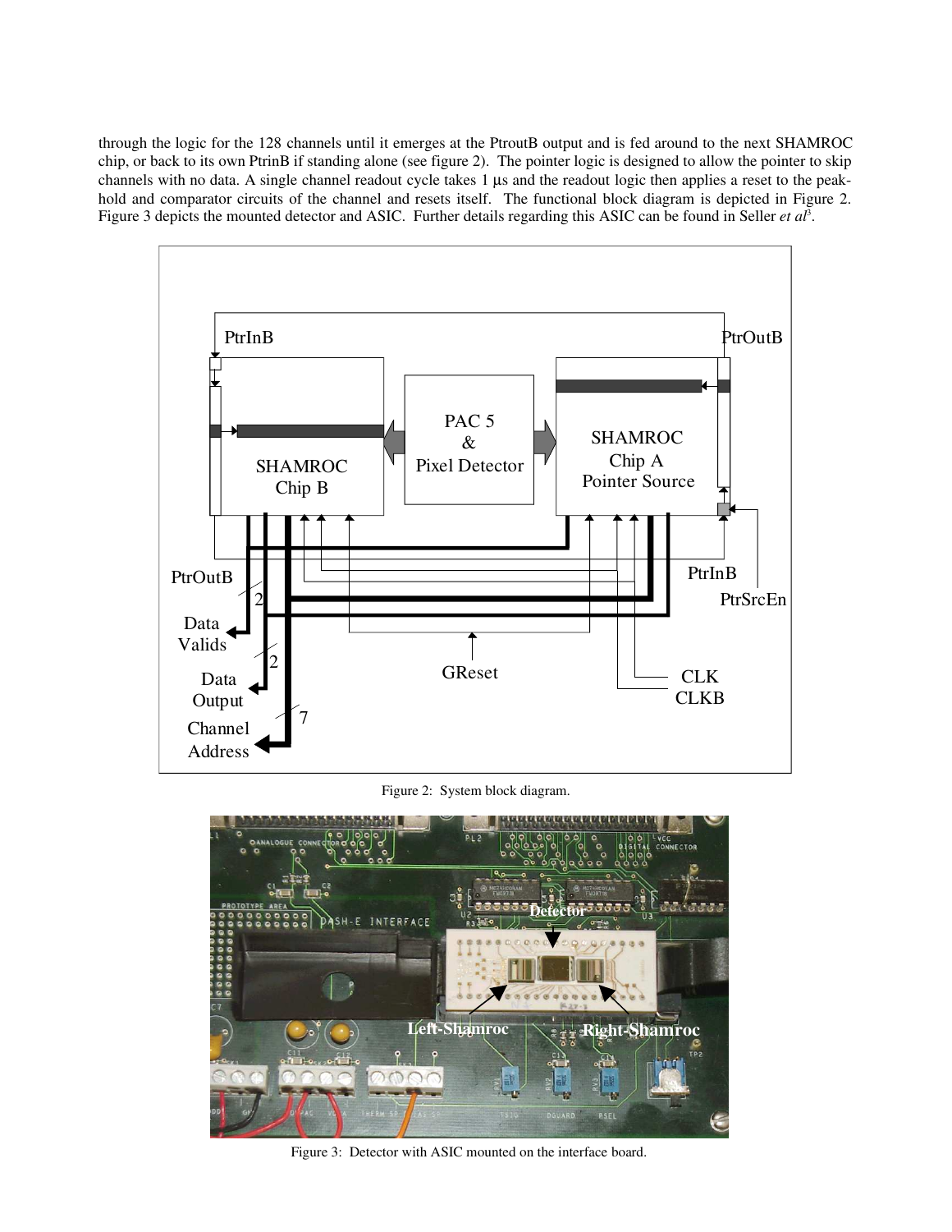through the logic for the 128 channels until it emerges at the PtroutB output and is fed around to the next SHAMROC chip, or back to its own PtrinB if standing alone (see figure 2). The pointer logic is designed to allow the pointer to skip channels with no data. A single channel readout cycle takes 1 μs and the readout logic then applies a reset to the peak-hold and comparator circuits of the channel and resets itself. The functional block diagram is depicted in Figure 2. Figure 3 depicts the mounted detector and ASIC. Further details regarding this ASIC can be found in Seller *et al*[3].

Figure 2: System block diagram.

Figure 3: Detector with ASIC mounted on the interface board.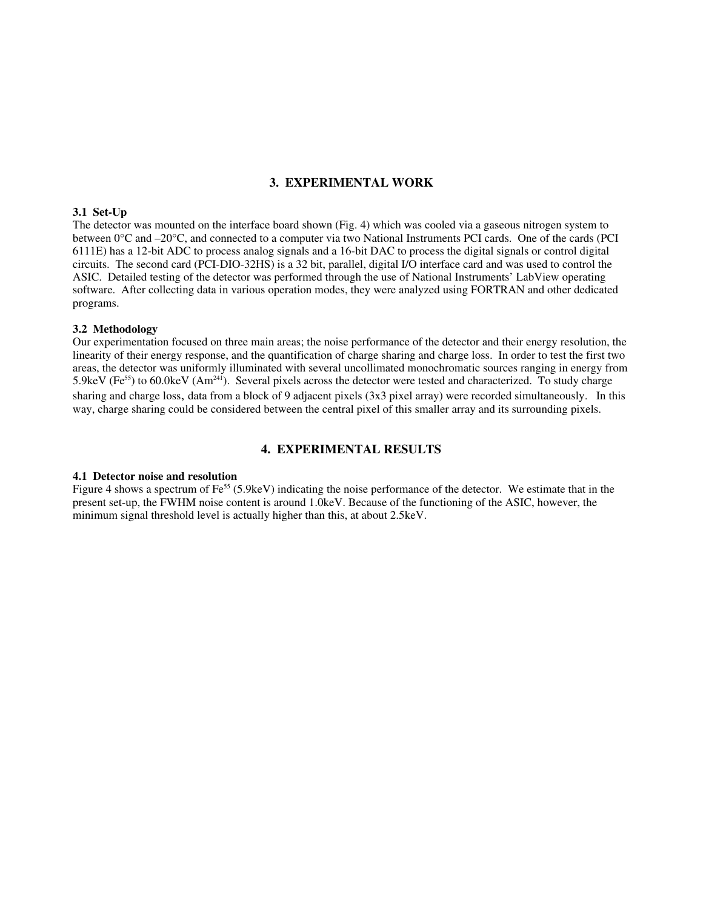## 3. EXPERIMENTAL WORK

### 3.1 Set-Up

The detector was mounted on the interface board shown (Fig. 4) which was cooled via a gaseous nitrogen system to between 0°C and –20°C, and connected to a computer via two National Instruments PCI cards. One of the cards (PCI 6111E) has a 12-bit ADC to process analog signals and a 16-bit DAC to process the digital signals or control digital circuits. The second card (PCI-DIO-32HS) is a 32 bit, parallel, digital I/O interface card and was used to control the ASIC. Detailed testing of the detector was performed through the use of National Instruments' LabView operating software. After collecting data in various operation modes, they were analyzed using FORTRAN and other dedicated programs.

### 3.2 Methodology

Our experimentation focused on three main areas; the noise performance of the detector and their energy resolution, the linearity of their energy response, and the quantification of charge sharing and charge loss. In order to test the first two areas, the detector was uniformly illuminated with several uncollimated monochromatic sources ranging in energy from 5.9keV ($Fe^{55}$) to 60.0keV ($Am^{241}$). Several pixels across the detector were tested and characterized. To study charge sharing and charge loss, data from a block of 9 adjacent pixels (3x3 pixel array) were recorded simultaneously. In this way, charge sharing could be considered between the central pixel of this smaller array and its surrounding pixels.

## 4. EXPERIMENTAL RESULTS

### 4.1 Detector noise and resolution

Figure 4 shows a spectrum of $Fe^{55}$ (5.9keV) indicating the noise performance of the detector. We estimate that in the present set-up, the FWHM noise content is around 1.0keV. Because of the functioning of the ASIC, however, the minimum signal threshold level is actually higher than this, at about 2.5keV.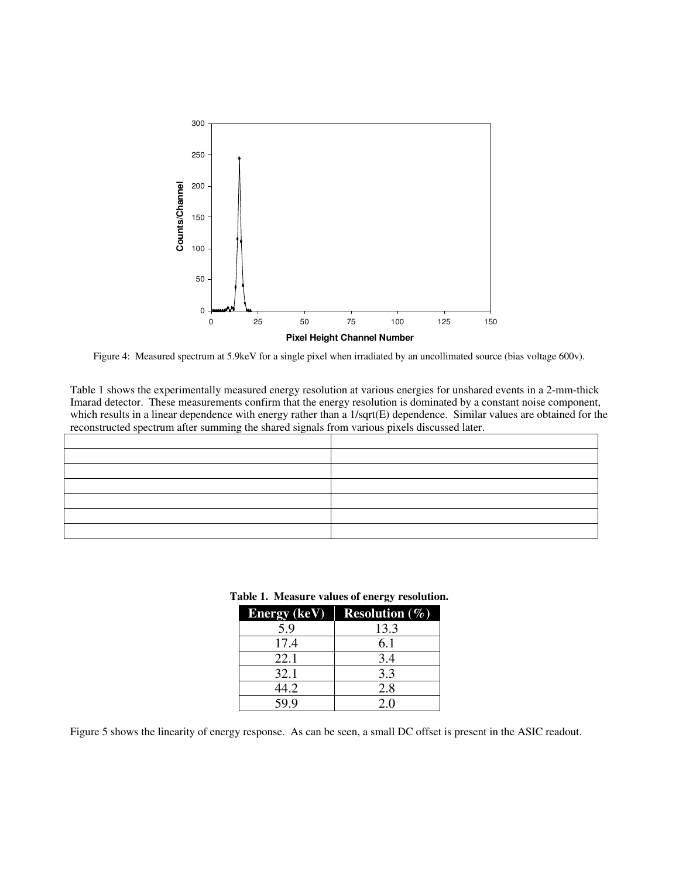Figure 4: Measured spectrum at 5.9keV for a single pixel when irradiated by an uncollimated source (bias voltage 600v).

Table 1 shows the experimentally measured energy resolution at various energies for unshared events in a 2-mm-thick Imarad detector. These measurements confirm that the energy resolution is dominated by a constant noise component, which results in a linear dependence with energy rather than a 1/sqrt(E) dependence. Similar values are obtained for the reconstructed spectrum after summing the shared signals from various pixels discussed later.

**Table 1. Measure values of energy resolution.**

| Energy (keV) | Resolution (%) |
|---|---|
| 5.9 | 13.3 |
| 17.4 | 6.1 |
| 22.1 | 3.4 |
| 32.1 | 3.3 |
| 44.2 | 2.8 |
| 59.9 | 2.0 |

Figure 5 shows the linearity of energy response. As can be seen, a small DC offset is present in the ASIC readout.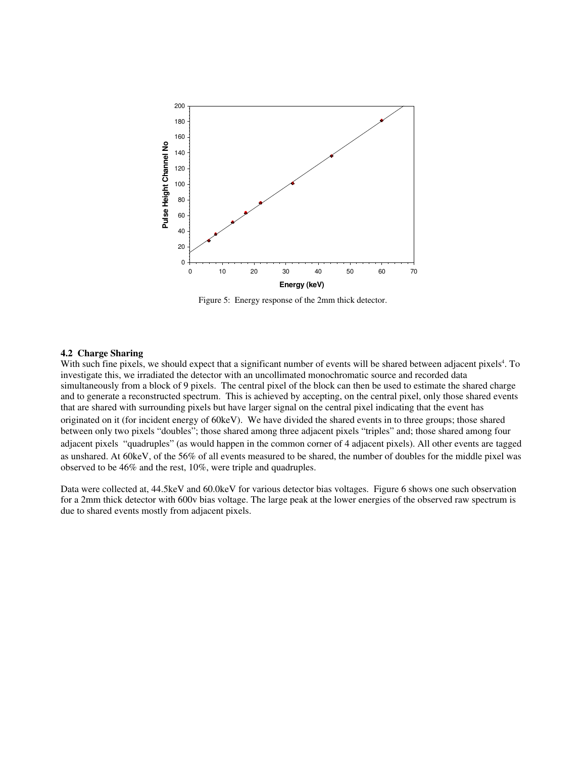Figure 5: Energy response of the 2mm thick detector.

### 4.2 Charge Sharing

With such fine pixels, we should expect that a significant number of events will be shared between adjacent pixels[4]. To investigate this, we irradiated the detector with an uncollimated monochromatic source and recorded data simultaneously from a block of 9 pixels. The central pixel of the block can then be used to estimate the shared charge and to generate a reconstructed spectrum. This is achieved by accepting, on the central pixel, only those shared events that are shared with surrounding pixels but have larger signal on the central pixel indicating that the event has originated on it (for incident energy of 60keV). We have divided the shared events in to three groups; those shared between only two pixels "doubles"; those shared among three adjacent pixels "triples" and; those shared among four adjacent pixels "quadruples" (as would happen in the common corner of 4 adjacent pixels). All other events are tagged as unshared. At 60keV, of the 56% of all events measured to be shared, the number of doubles for the middle pixel was observed to be 46% and the rest, 10%, were triple and quadruples.

Data were collected at, 44.5keV and 60.0keV for various detector bias voltages. Figure 6 shows one such observation for a 2mm thick detector with 600v bias voltage. The large peak at the lower energies of the observed raw spectrum is due to shared events mostly from adjacent pixels.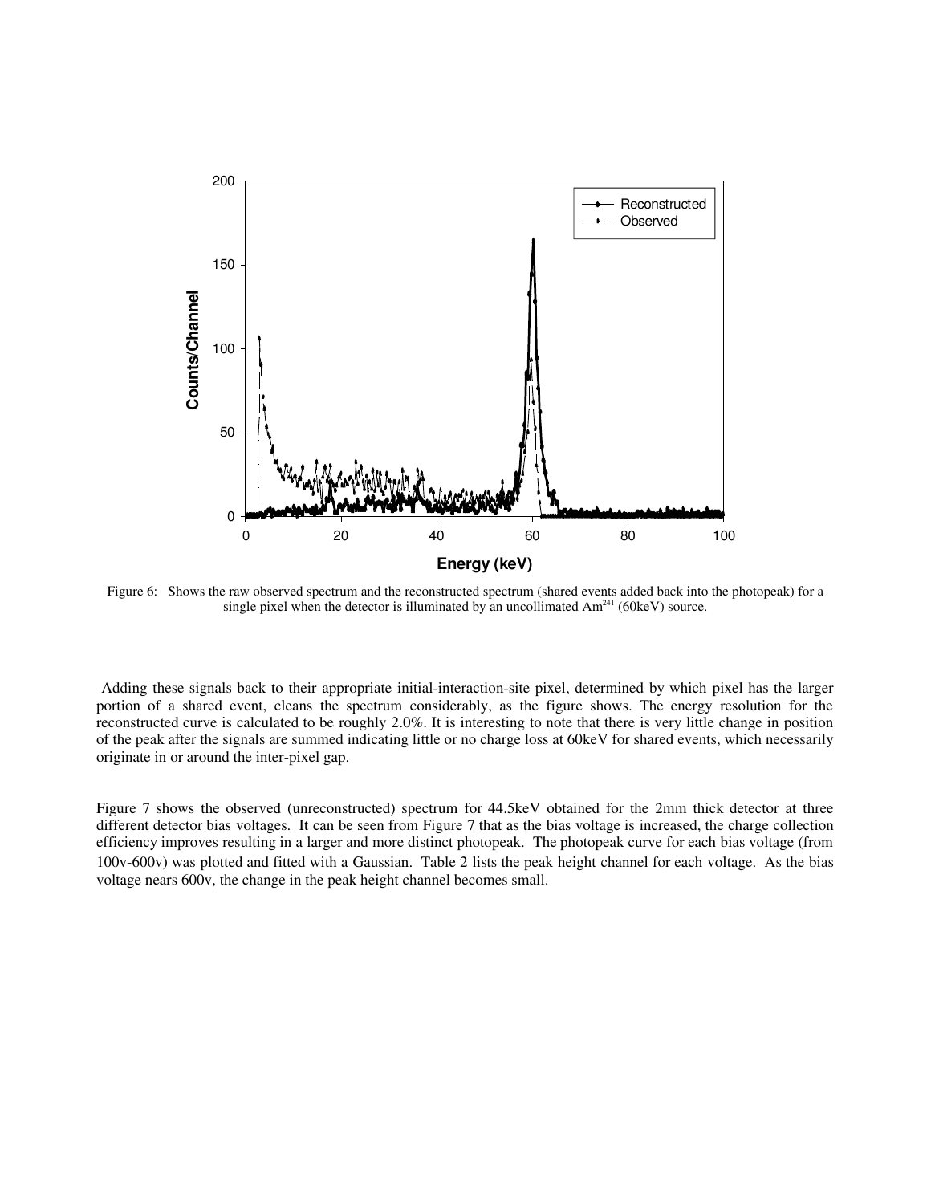Figure 6: Shows the raw observed spectrum and the reconstructed spectrum (shared events added back into the photopeak) for a single pixel when the detector is illuminated by an uncollimated $Am^{241}$ (60keV) source.

Adding these signals back to their appropriate initial-interaction-site pixel, determined by which pixel has the larger portion of a shared event, cleans the spectrum considerably, as the figure shows. The energy resolution for the reconstructed curve is calculated to be roughly 2.0%. It is interesting to note that there is very little change in position of the peak after the signals are summed indicating little or no charge loss at 60keV for shared events, which necessarily originate in or around the inter-pixel gap.

Figure 7 shows the observed (unreconstructed) spectrum for 44.5keV obtained for the 2mm thick detector at three different detector bias voltages. It can be seen from Figure 7 that as the bias voltage is increased, the charge collection efficiency improves resulting in a larger and more distinct photopeak. The photopeak curve for each bias voltage (from 100v-600v) was plotted and fitted with a Gaussian. Table 2 lists the peak height channel for each voltage. As the bias voltage nears 600v, the change in the peak height channel becomes small.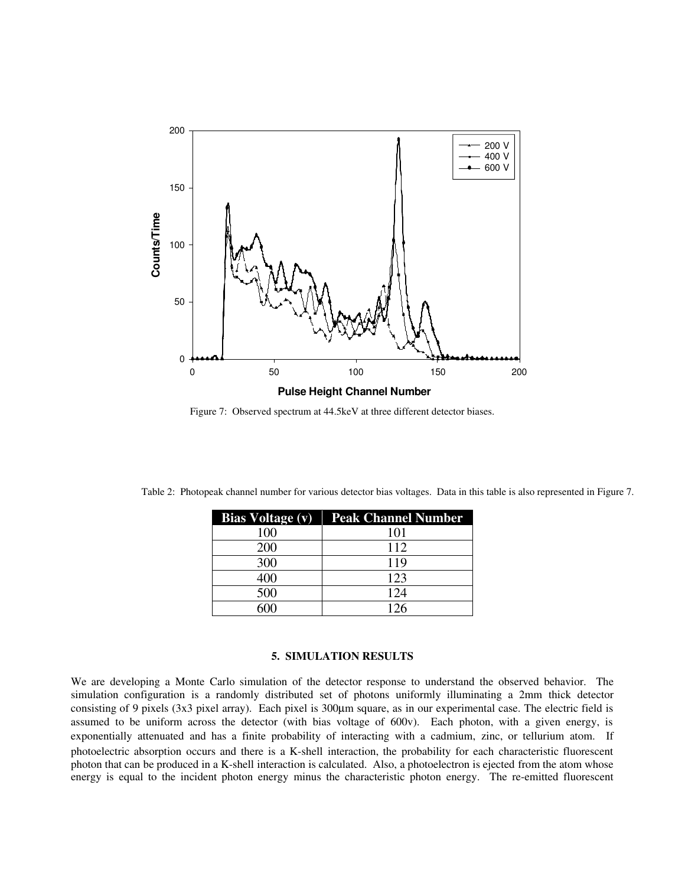Figure 7: Observed spectrum at 44.5keV at three different detector biases.

Table 2: Photopeak channel number for various detector bias voltages. Data in this table is also represented in Figure 7.

| Bias Voltage (v) | Peak Channel Number |
|---|---|
| 100 | 101 |
| 200 | 112 |
| 300 | 119 |
| 400 | 123 |
| 500 | 124 |
| 600 | 126 |

## 5. SIMULATION RESULTS

We are developing a Monte Carlo simulation of the detector response to understand the observed behavior. The simulation configuration is a randomly distributed set of photons uniformly illuminating a 2mm thick detector consisting of 9 pixels (3x3 pixel array). Each pixel is 300µm square, as in our experimental case. The electric field is assumed to be uniform across the detector (with bias voltage of 600v). Each photon, with a given energy, is exponentially attenuated and has a finite probability of interacting with a cadmium, zinc, or tellurium atom. If photoelectric absorption occurs and there is a K-shell interaction, the probability for each characteristic fluorescent photon that can be produced in a K-shell interaction is calculated. Also, a photoelectron is ejected from the atom whose energy is equal to the incident photon energy minus the characteristic photon energy. The re-emitted fluorescent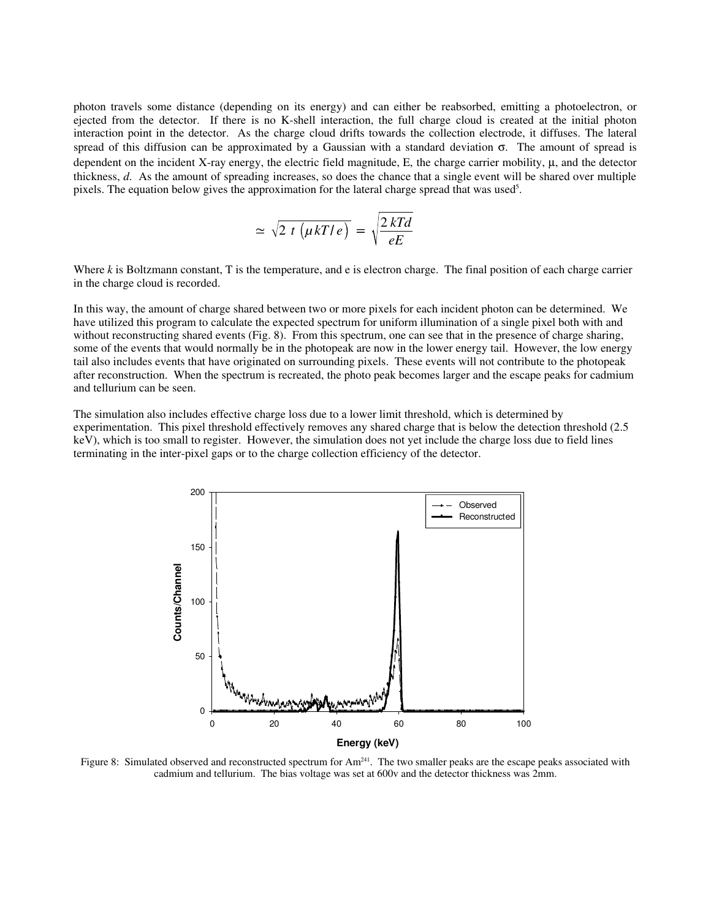photon travels some distance (depending on its energy) and can either be reabsorbed, emitting a photoelectron, or ejected from the detector. If there is no K-shell interaction, the full charge cloud is created at the initial photon interaction point in the detector. As the charge cloud drifts towards the collection electrode, it diffuses. The lateral spread of this diffusion can be approximated by a Gaussian with a standard deviation σ. The amount of spread is dependent on the incident X-ray energy, the electric field magnitude, E, the charge carrier mobility, μ, and the detector thickness, *d*. As the amount of spreading increases, so does the chance that a single event will be shared over multiple pixels. The equation below gives the approximation for the lateral charge spread that was used[5].

$$\simeq \sqrt{2\ t\ \left(\mu kT/e\right)} = \sqrt{\frac{2\,kTd}{eE}}$$

Where *k* is Boltzmann constant, T is the temperature, and e is electron charge. The final position of each charge carrier in the charge cloud is recorded.

In this way, the amount of charge shared between two or more pixels for each incident photon can be determined. We have utilized this program to calculate the expected spectrum for uniform illumination of a single pixel both with and without reconstructing shared events (Fig. 8). From this spectrum, one can see that in the presence of charge sharing, some of the events that would normally be in the photopeak are now in the lower energy tail. However, the low energy tail also includes events that have originated on surrounding pixels. These events will not contribute to the photopeak after reconstruction. When the spectrum is recreated, the photo peak becomes larger and the escape peaks for cadmium and tellurium can be seen.

The simulation also includes effective charge loss due to a lower limit threshold, which is determined by experimentation. This pixel threshold effectively removes any shared charge that is below the detection threshold (2.5 keV), which is too small to register. However, the simulation does not yet include the charge loss due to field lines terminating in the inter-pixel gaps or to the charge collection efficiency of the detector.

Figure 8: Simulated observed and reconstructed spectrum for $Am^{241}$. The two smaller peaks are the escape peaks associated with cadmium and tellurium. The bias voltage was set at 600v and the detector thickness was 2mm.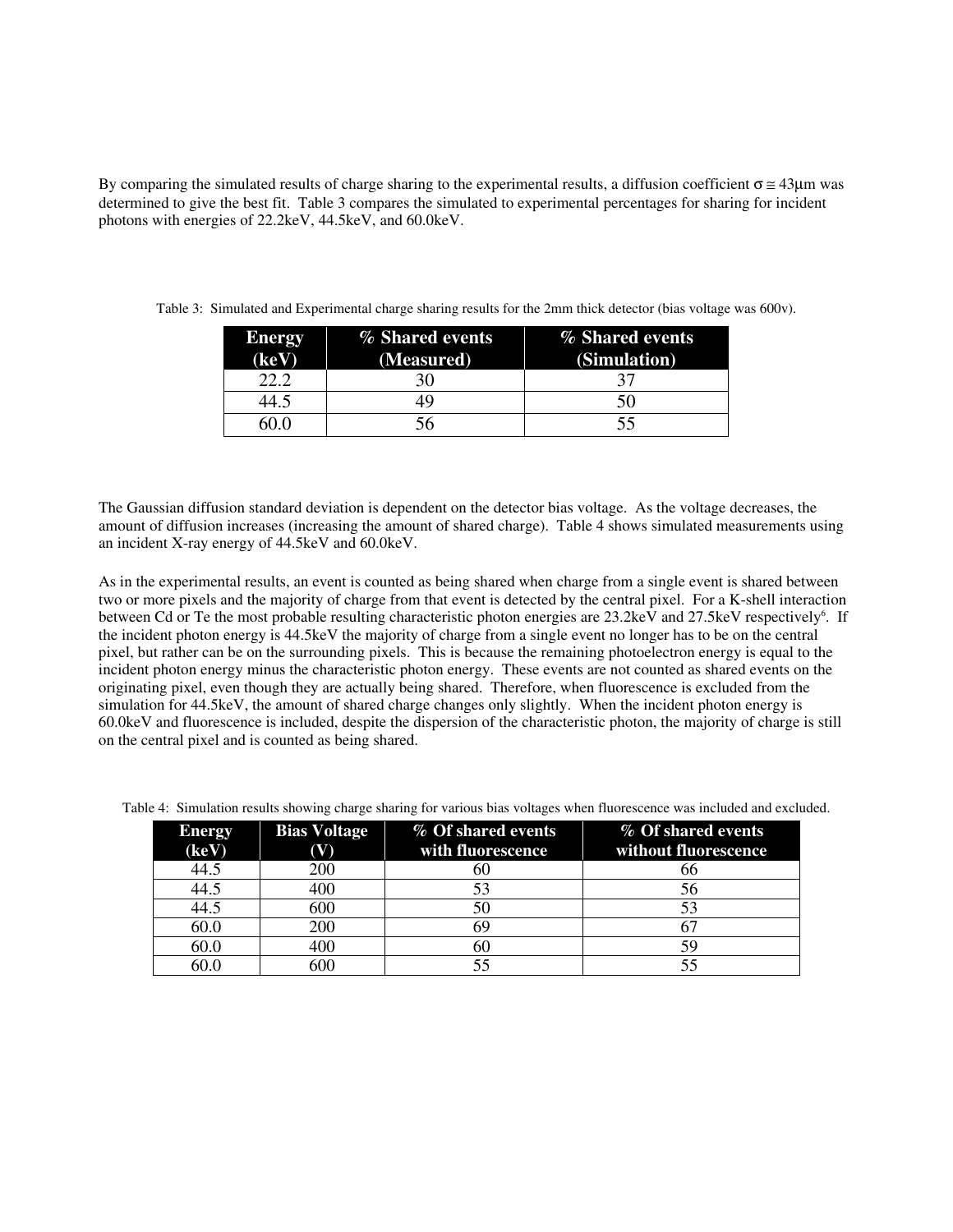By comparing the simulated results of charge sharing to the experimental results, a diffusion coefficient $\sigma \cong 43\mu m$ was determined to give the best fit. Table 3 compares the simulated to experimental percentages for sharing for incident photons with energies of 22.2keV, 44.5keV, and 60.0keV.

Table 3: Simulated and Experimental charge sharing results for the 2mm thick detector (bias voltage was 600v).

| Energy (keV) | % Shared events (Measured) | % Shared events (Simulation) |
|---|---|---|
| 22.2 | 30 | 37 |
| 44.5 | 49 | 50 |
| 60.0 | 56 | 55 |

The Gaussian diffusion standard deviation is dependent on the detector bias voltage. As the voltage decreases, the amount of diffusion increases (increasing the amount of shared charge). Table 4 shows simulated measurements using an incident X-ray energy of 44.5keV and 60.0keV.

As in the experimental results, an event is counted as being shared when charge from a single event is shared between two or more pixels and the majority of charge from that event is detected by the central pixel. For a K-shell interaction between Cd or Te the most probable resulting characteristic photon energies are 23.2keV and 27.5keV respectively[6]. If the incident photon energy is 44.5keV the majority of charge from a single event no longer has to be on the central pixel, but rather can be on the surrounding pixels. This is because the remaining photoelectron energy is equal to the incident photon energy minus the characteristic photon energy. These events are not counted as shared events on the originating pixel, even though they are actually being shared. Therefore, when fluorescence is excluded from the simulation for 44.5keV, the amount of shared charge changes only slightly. When the incident photon energy is 60.0keV and fluorescence is included, despite the dispersion of the characteristic photon, the majority of charge is still on the central pixel and is counted as being shared.

Table 4: Simulation results showing charge sharing for various bias voltages when fluorescence was included and excluded.

| Energy (keV) | Bias Voltage (V) | % Of shared events with fluorescence | % Of shared events without fluorescence |
|---|---|---|---|
| 44.5 | 200 | 60 | 66 |
| 44.5 | 400 | 53 | 56 |
| 44.5 | 600 | 50 | 53 |
| 60.0 | 200 | 69 | 67 |
| 60.0 | 400 | 60 | 59 |
| 60.0 | 600 | 55 | 55 |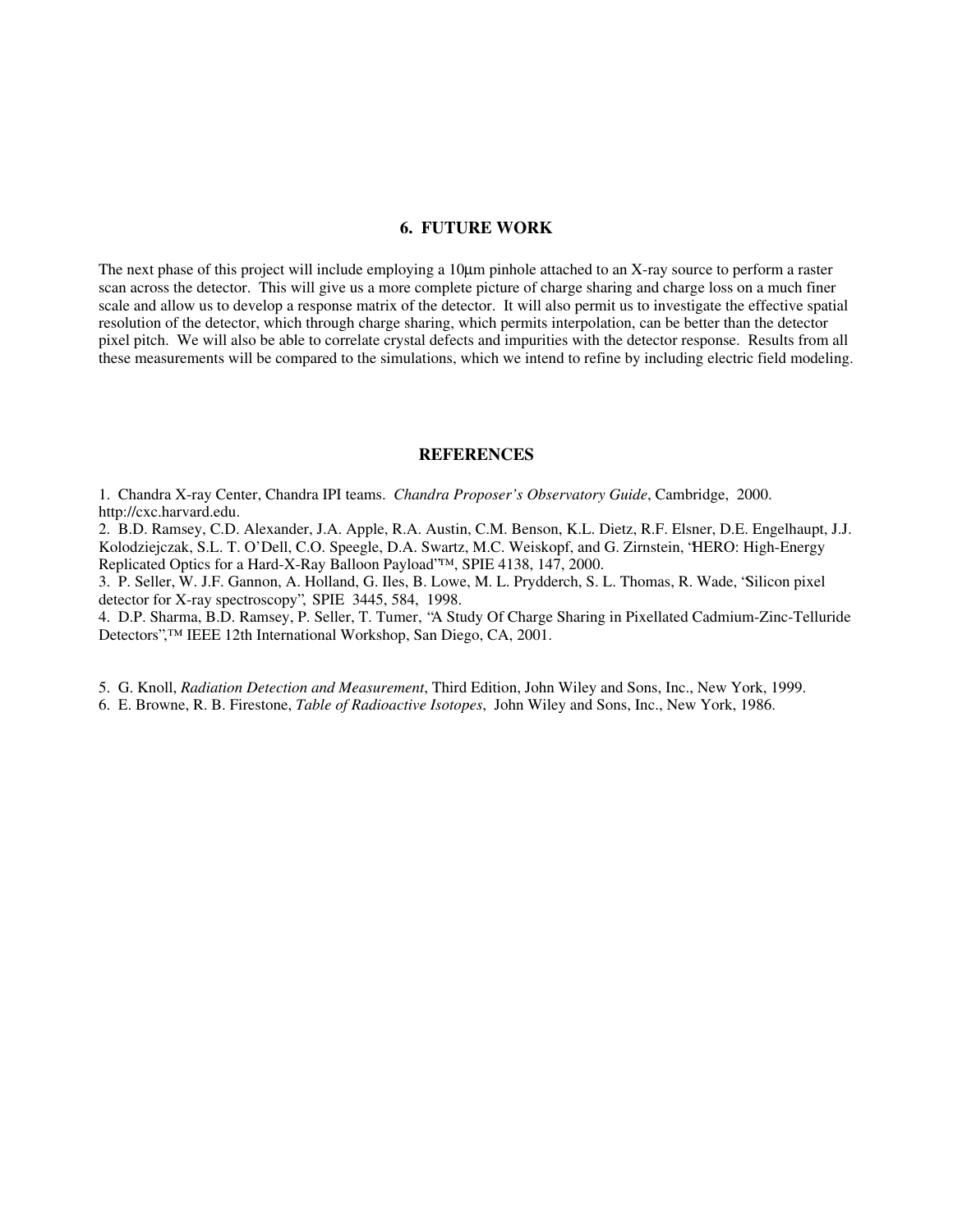## 6. FUTURE WORK

The next phase of this project will include employing a 10μm pinhole attached to an X-ray source to perform a raster scan across the detector. This will give us a more complete picture of charge sharing and charge loss on a much finer scale and allow us to develop a response matrix of the detector. It will also permit us to investigate the effective spatial resolution of the detector, which through charge sharing, which permits interpolation, can be better than the detector pixel pitch. We will also be able to correlate crystal defects and impurities with the detector response. Results from all these measurements will be compared to the simulations, which we intend to refine by including electric field modeling.

## REFERENCES

1. Chandra X-ray Center, Chandra IPI teams. *Chandra Proposer's Observatory Guide*, Cambridge, 2000. http://cxc.harvard.edu.
2. B.D. Ramsey, C.D. Alexander, J.A. Apple, R.A. Austin, C.M. Benson, K.L. Dietz, R.F. Elsner, D.E. Engelhaupt, J.J. Kolodziejczak, S.L. T. O'Dell, C.O. Speegle, D.A. Swartz, M.C. Weiskopf, and G. Zirnstein, "HERO: High-Energy Replicated Optics for a Hard-X-Ray Balloon Payload"™, SPIE 4138, 147, 2000.
3. P. Seller, W. J.F. Gannon, A. Holland, G. Iles, B. Lowe, M. L. Prydderch, S. L. Thomas, R. Wade, "Silicon pixel detector for X-ray spectroscopy", SPIE 3445, 584, 1998.
4. D.P. Sharma, B.D. Ramsey, P. Seller, T. Tumer, "A Study Of Charge Sharing in Pixellated Cadmium-Zinc-Telluride Detectors",™ IEEE 12th International Workshop, San Diego, CA, 2001.

5. G. Knoll, *Radiation Detection and Measurement*, Third Edition, John Wiley and Sons, Inc., New York, 1999.
6. E. Browne, R. B. Firestone, *Table of Radioactive Isotopes*, John Wiley and Sons, Inc., New York, 1986.